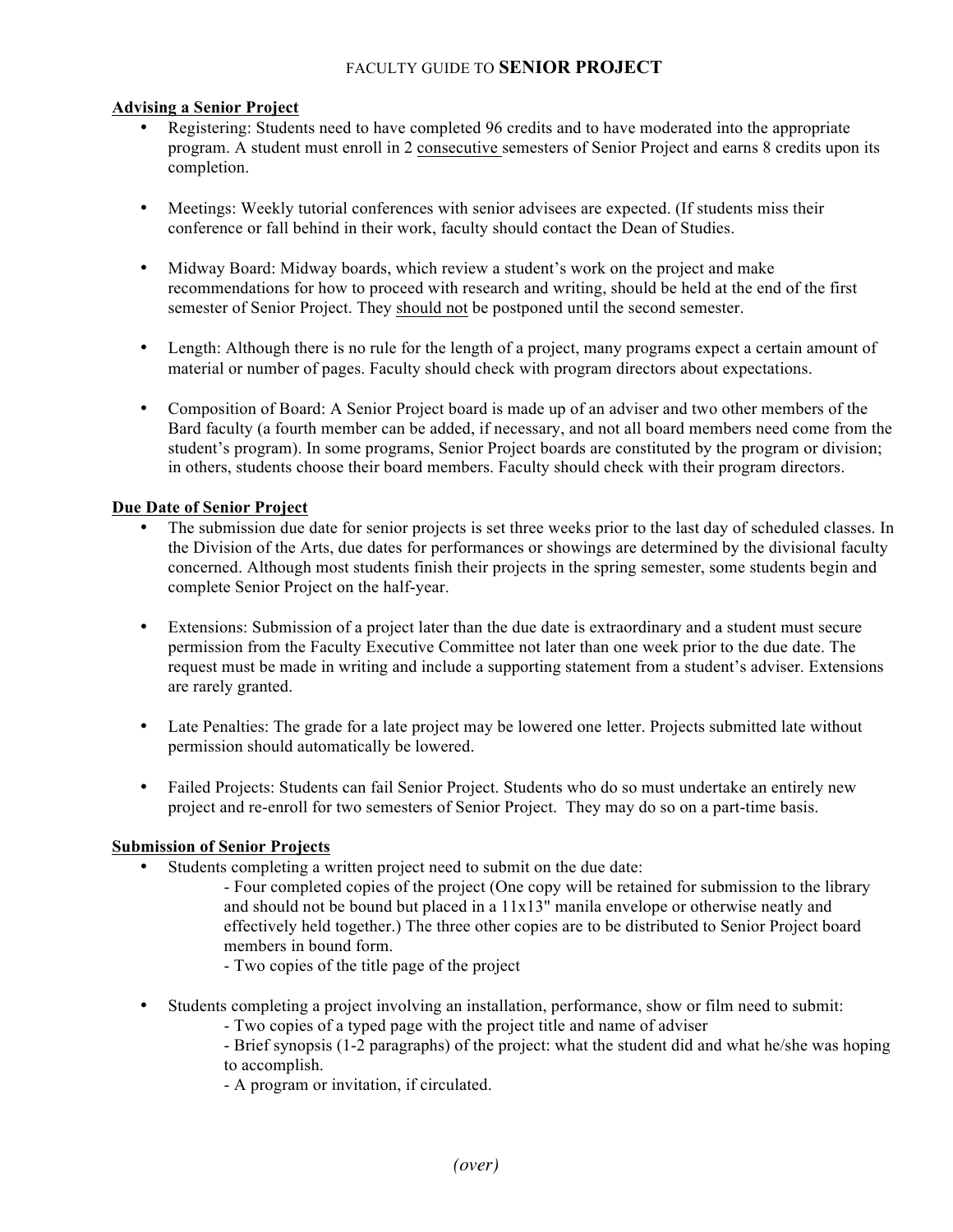# FACULTY GUIDE TO **SENIOR PROJECT**

## Advising a Senior Project

- Registering: Students need to have completed 96 credits and to have moderated into the appropriate program. A student must enroll in 2 consecutive semesters of Senior Project and earns 8 credits upon its completion.
- Meetings: Weekly tutorial conferences with senior advisees are expected. (If students miss their conference or fall behind in their work, faculty should contact the Dean of Studies.
- Midway Board: Midway boards, which review a student's work on the project and make recommendations for how to proceed with research and writing, should be held at the end of the first semester of Senior Project. They should not be postponed until the second semester.
- Length: Although there is no rule for the length of a project, many programs expect a certain amount of material or number of pages. Faculty should check with program directors about expectations.
- Composition of Board: A Senior Project board is made up of an adviser and two other members of the Bard faculty (a fourth member can be added, if necessary, and not all board members need come from the student's program). In some programs, Senior Project boards are constituted by the program or division; in others, students choose their board members. Faculty should check with their program directors.

## Due Date of Senior Project

- The submission due date for senior projects is set three weeks prior to the last day of scheduled classes. In the Division of the Arts, due dates for performances or showings are determined by the divisional faculty concerned. Although most students finish their projects in the spring semester, some students begin and complete Senior Project on the half-year.
- Extensions: Submission of a project later than the due date is extraordinary and a student must secure permission from the Faculty Executive Committee not later than one week prior to the due date. The request must be made in writing and include a supporting statement from a student's adviser. Extensions are rarely granted.
- Late Penalties: The grade for a late project may be lowered one letter. Projects submitted late without permission should automatically be lowered.
- Failed Projects: Students can fail Senior Project. Students who do so must undertake an entirely new project and re-enroll for two semesters of Senior Project. They may do so on a part-time basis.

## Submission of Senior Projects

- Students completing a written project need to submit on the due date:
  - Four completed copies of the project (One copy will be retained for submission to the library and should not be bound but placed in a 11x13" manila envelope or otherwise neatly and effectively held together.) The three other copies are to be distributed to Senior Project board members in bound form.
  - Two copies of the title page of the project
- Students completing a project involving an installation, performance, show or film need to submit:
  - Two copies of a typed page with the project title and name of adviser
  - Brief synopsis (1-2 paragraphs) of the project: what the student did and what he/she was hoping to accomplish.
  - A program or invitation, if circulated.

*(over)*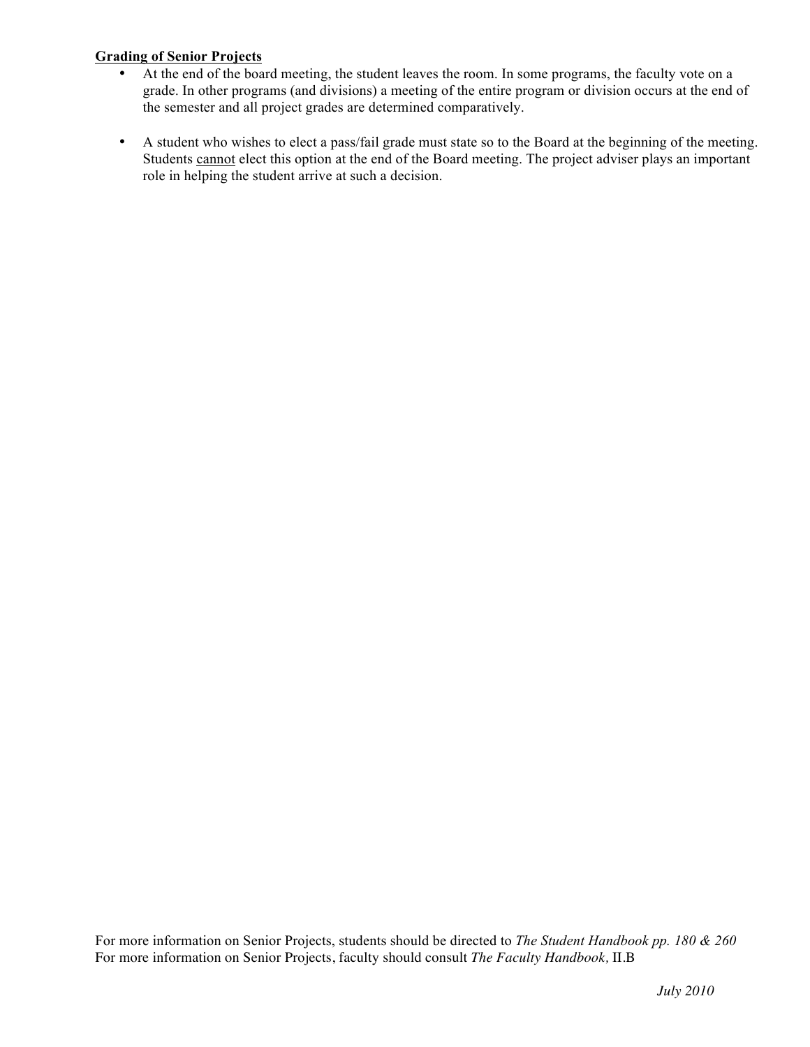**Grading of Senior Projects**

- At the end of the board meeting, the student leaves the room. In some programs, the faculty vote on a grade. In other programs (and divisions) a meeting of the entire program or division occurs at the end of the semester and all project grades are determined comparatively.

- A student who wishes to elect a pass/fail grade must state so to the Board at the beginning of the meeting. Students cannot elect this option at the end of the Board meeting. The project adviser plays an important role in helping the student arrive at such a decision.

For more information on Senior Projects, students should be directed to *The Student Handbook pp. 180 & 260*
For more information on Senior Projects, faculty should consult *The Faculty Handbook,* II.B

*July 2010*